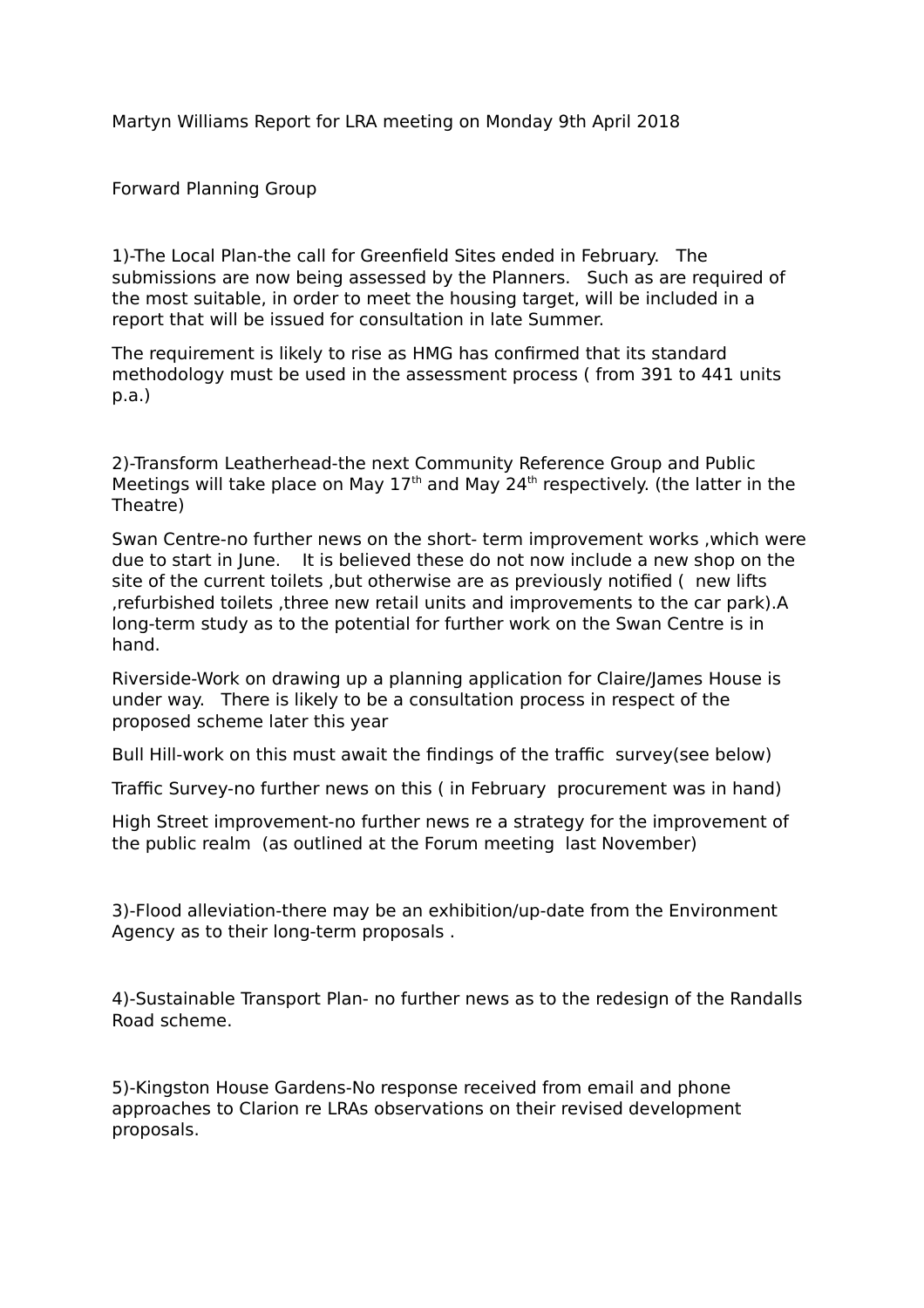Martyn Williams Report for LRA meeting on Monday 9th April 2018

Forward Planning Group

1)-The Local Plan-the call for Greenfield Sites ended in February. The submissions are now being assessed by the Planners. Such as are required of the most suitable, in order to meet the housing target, will be included in a report that will be issued for consultation in late Summer.

The requirement is likely to rise as HMG has confirmed that its standard methodology must be used in the assessment process ( from 391 to 441 units p.a.)

2)-Transform Leatherhead-the next Community Reference Group and Public Meetings will take place on May 17th and May 24th respectively. (the latter in the Theatre)

Swan Centre-no further news on the short- term improvement works ,which were due to start in June. It is believed these do not now include a new shop on the site of the current toilets ,but otherwise are as previously notified ( new lifts ,refurbished toilets ,three new retail units and improvements to the car park).A long-term study as to the potential for further work on the Swan Centre is in hand.

Riverside-Work on drawing up a planning application for Claire/James House is under way. There is likely to be a consultation process in respect of the proposed scheme later this year

Bull Hill-work on this must await the findings of the traffic survey(see below)

Traffic Survey-no further news on this ( in February procurement was in hand)

High Street improvement-no further news re a strategy for the improvement of the public realm (as outlined at the Forum meeting last November)

3)-Flood alleviation-there may be an exhibition/up-date from the Environment Agency as to their long-term proposals .

4)-Sustainable Transport Plan- no further news as to the redesign of the Randalls Road scheme.

5)-Kingston House Gardens-No response received from email and phone approaches to Clarion re LRAs observations on their revised development proposals.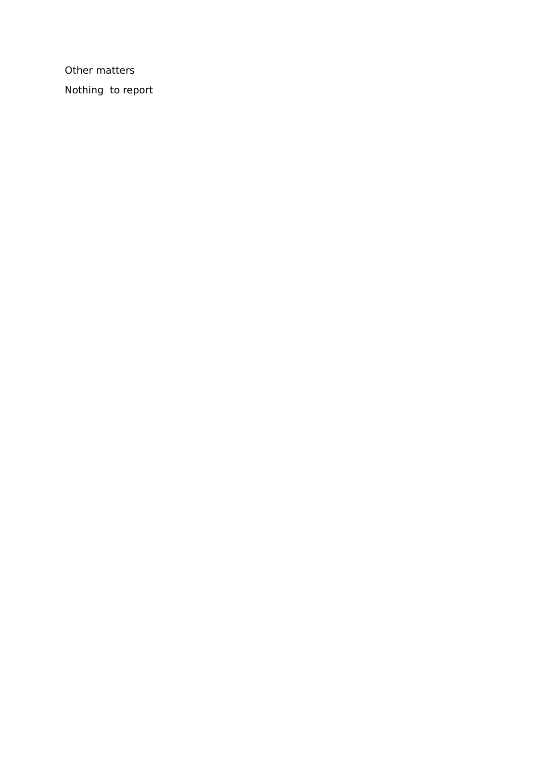Other matters

Nothing  to report